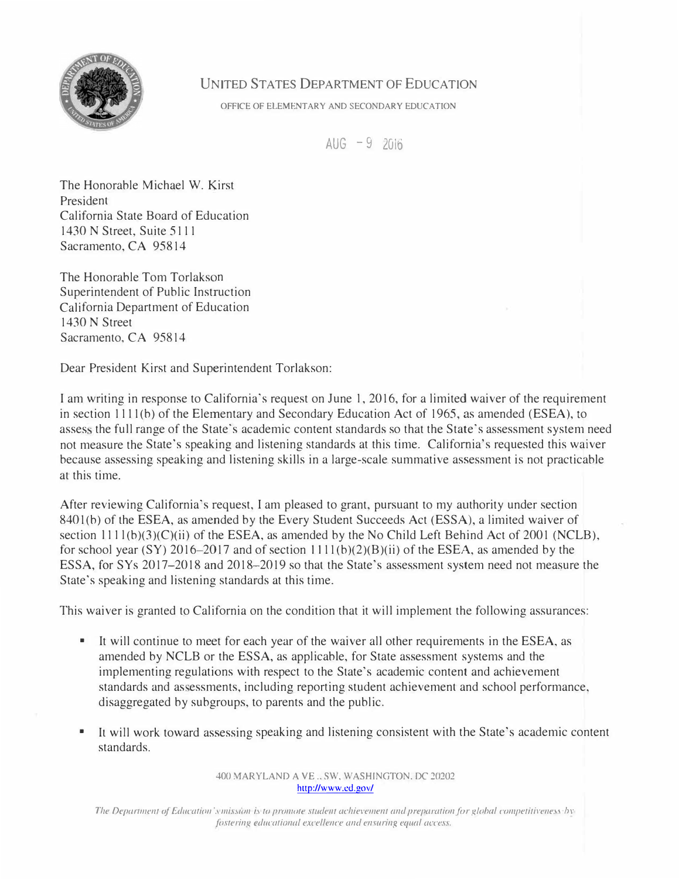# UNITED STATES DEPARTMENT OF EDUCATION

OFFICE OF ELEMENTARY AND SECONDARY EDUCATION

AUG - 9 2016

The Honorable Michael W. Kirst
President
California State Board of Education
1430 N Street, Suite 5111
Sacramento, CA 95814

The Honorable Tom Torlakson
Superintendent of Public Instruction
California Department of Education
1430 N Street
Sacramento, CA 95814

Dear President Kirst and Superintendent Torlakson:

I am writing in response to California's request on June 1, 2016, for a limited waiver of the requirement in section 1111(b) of the Elementary and Secondary Education Act of 1965, as amended (ESEA), to assess the full range of the State's academic content standards so that the State's assessment system need not measure the State's speaking and listening standards at this time. California's requested this waiver because assessing speaking and listening skills in a large-scale summative assessment is not practicable at this time.

After reviewing California's request, I am pleased to grant, pursuant to my authority under section 8401(b) of the ESEA, as amended by the Every Student Succeeds Act (ESSA), a limited waiver of section 1111(b)(3)(C)(ii) of the ESEA, as amended by the No Child Left Behind Act of 2001 (NCLB), for school year (SY) 2016–2017 and of section 1111(b)(2)(B)(ii) of the ESEA, as amended by the ESSA, for SYs 2017–2018 and 2018–2019 so that the State's assessment system need not measure the State's speaking and listening standards at this time.

This waiver is granted to California on the condition that it will implement the following assurances:

- It will continue to meet for each year of the waiver all other requirements in the ESEA, as amended by NCLB or the ESSA, as applicable, for State assessment systems and the implementing regulations with respect to the State's academic content and achievement standards and assessments, including reporting student achievement and school performance, disaggregated by subgroups, to parents and the public.
- It will work toward assessing speaking and listening consistent with the State's academic content standards.

400 MARYLAND AVE., SW, WASHINGTON, DC 20202
http://www.ed.gov/

*The Department of Education's mission is to promote student achievement and preparation for global competitiveness by fostering educational excellence and ensuring equal access.*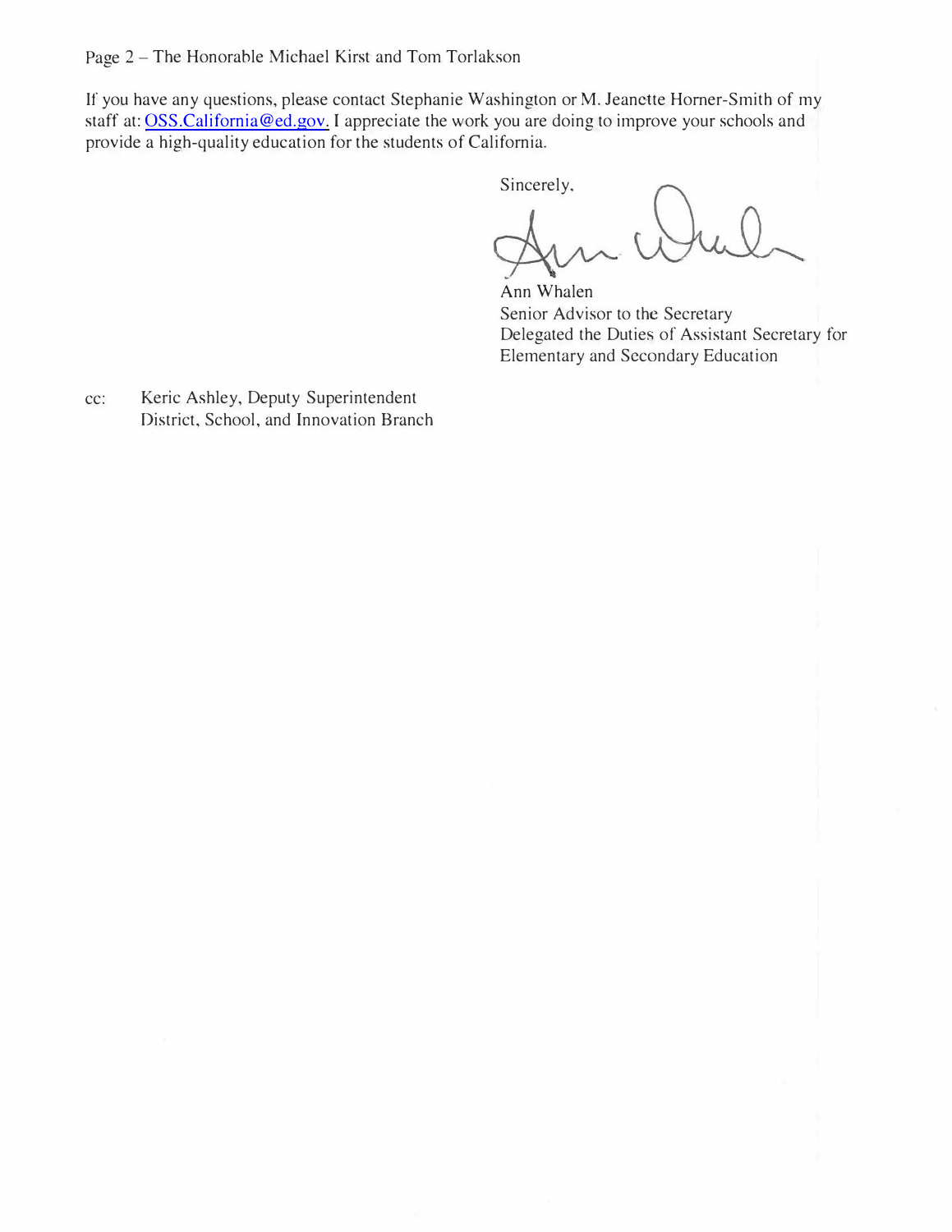If you have any questions, please contact Stephanie Washington or M. Jeanette Horner-Smith of my staff at: OSS.California@ed.gov. I appreciate the work you are doing to improve your schools and provide a high-quality education for the students of California.

Sincerely,

Ann Whalen
Senior Advisor to the Secretary
Delegated the Duties of Assistant Secretary for Elementary and Secondary Education

cc: Keric Ashley, Deputy Superintendent
District, School, and Innovation Branch